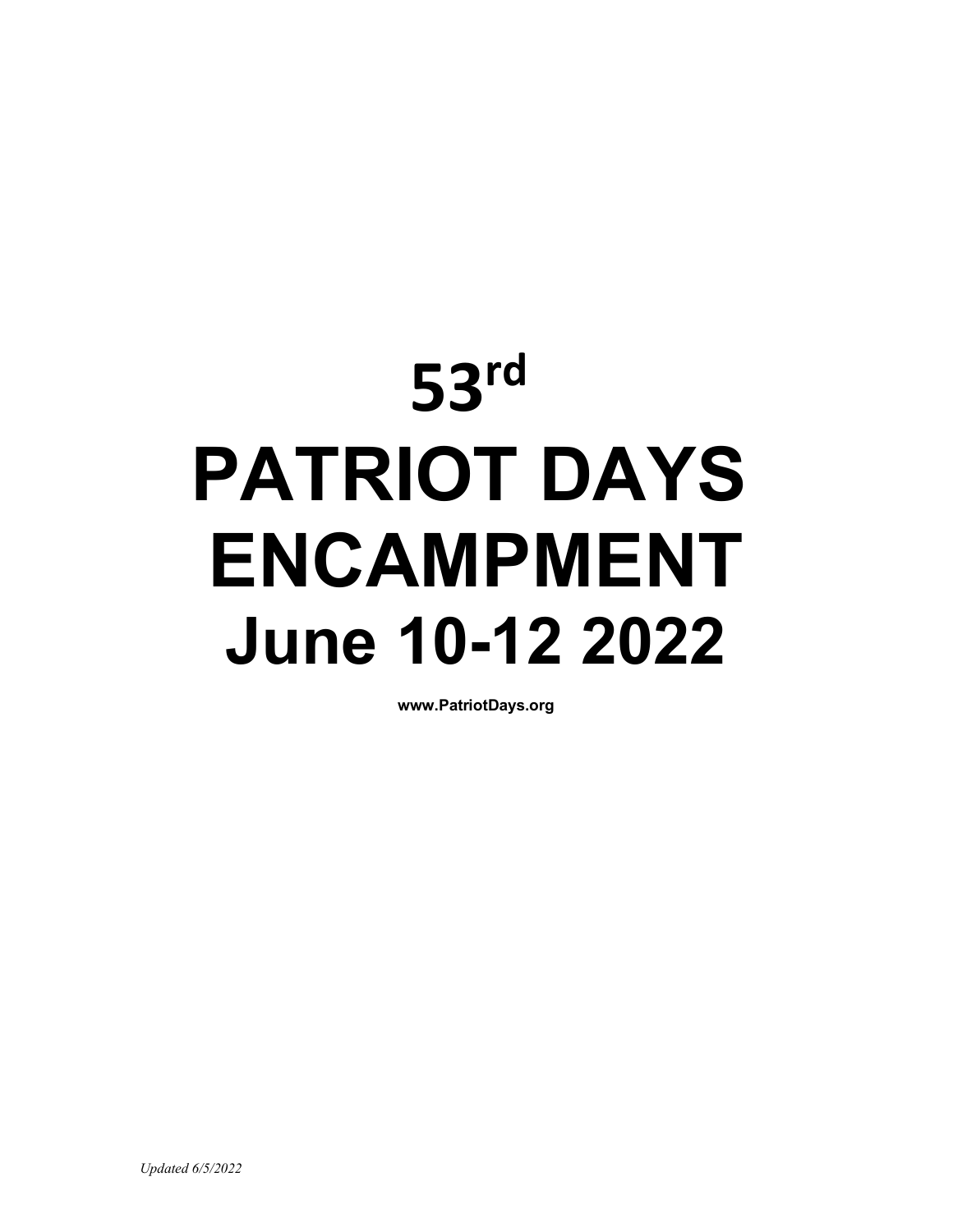# 53rd PATRIOT DAYS ENCAMPMENT June 10-12 2022

**www.PatriotDays.org**

*Updated 6/5/2022*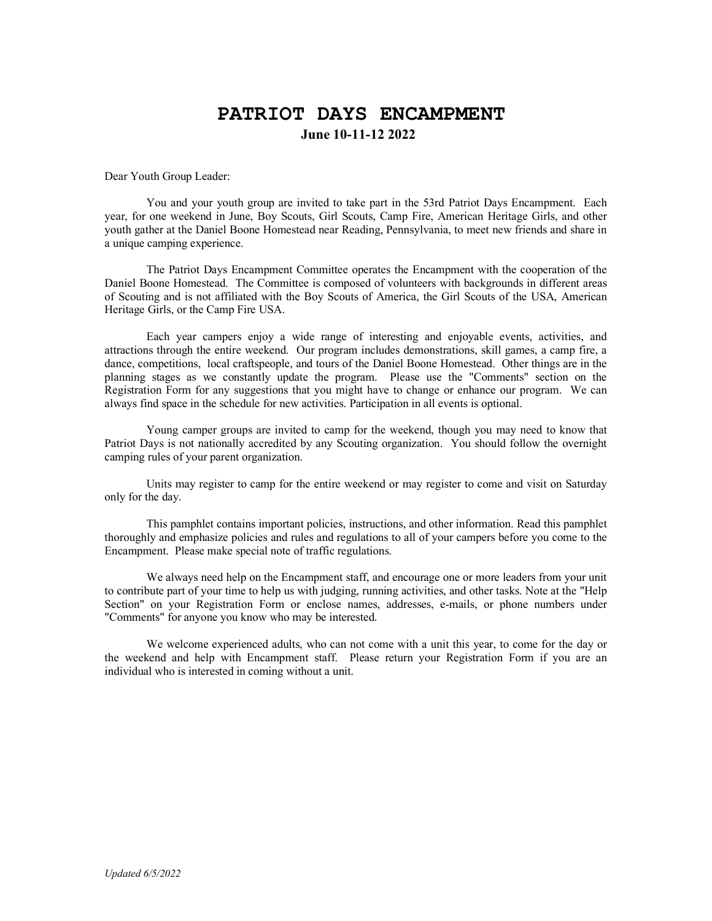# PATRIOT DAYS ENCAMPMENT

**June 10-11-12 2022**

Dear Youth Group Leader:

You and your youth group are invited to take part in the 53rd Patriot Days Encampment. Each year, for one weekend in June, Boy Scouts, Girl Scouts, Camp Fire, American Heritage Girls, and other youth gather at the Daniel Boone Homestead near Reading, Pennsylvania, to meet new friends and share in a unique camping experience.

The Patriot Days Encampment Committee operates the Encampment with the cooperation of the Daniel Boone Homestead. The Committee is composed of volunteers with backgrounds in different areas of Scouting and is not affiliated with the Boy Scouts of America, the Girl Scouts of the USA, American Heritage Girls, or the Camp Fire USA.

Each year campers enjoy a wide range of interesting and enjoyable events, activities, and attractions through the entire weekend. Our program includes demonstrations, skill games, a camp fire, a dance, competitions, local craftspeople, and tours of the Daniel Boone Homestead. Other things are in the planning stages as we constantly update the program. Please use the "Comments" section on the Registration Form for any suggestions that you might have to change or enhance our program. We can always find space in the schedule for new activities. Participation in all events is optional.

Young camper groups are invited to camp for the weekend, though you may need to know that Patriot Days is not nationally accredited by any Scouting organization. You should follow the overnight camping rules of your parent organization.

Units may register to camp for the entire weekend or may register to come and visit on Saturday only for the day.

This pamphlet contains important policies, instructions, and other information. Read this pamphlet thoroughly and emphasize policies and rules and regulations to all of your campers before you come to the Encampment. Please make special note of traffic regulations.

We always need help on the Encampment staff, and encourage one or more leaders from your unit to contribute part of your time to help us with judging, running activities, and other tasks. Note at the "Help Section" on your Registration Form or enclose names, addresses, e-mails, or phone numbers under "Comments" for anyone you know who may be interested.

We welcome experienced adults, who can not come with a unit this year, to come for the day or the weekend and help with Encampment staff. Please return your Registration Form if you are an individual who is interested in coming without a unit.

*Updated 6/5/2022*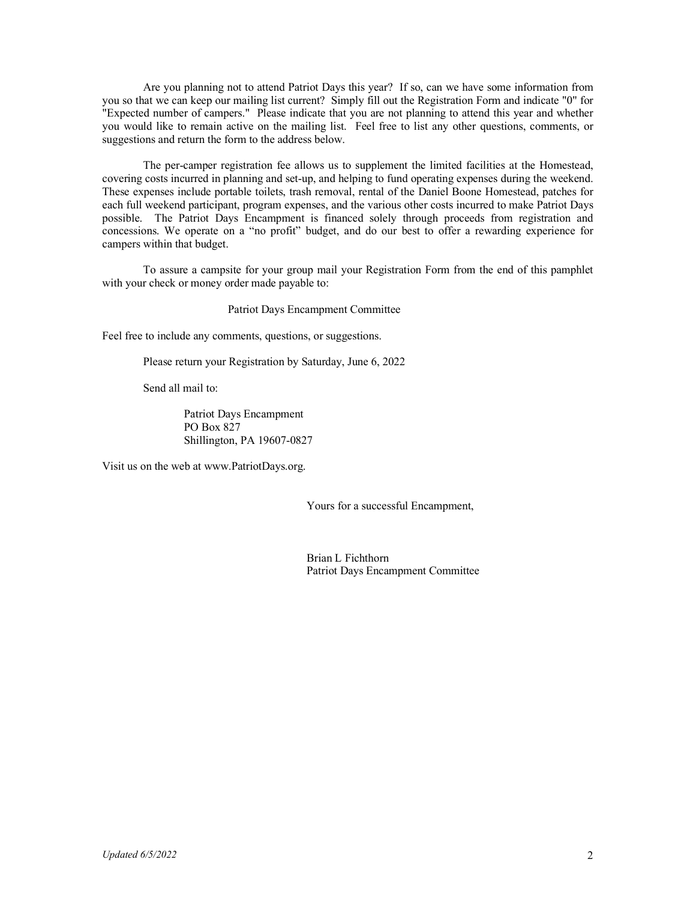Are you planning not to attend Patriot Days this year? If so, can we have some information from you so that we can keep our mailing list current? Simply fill out the Registration Form and indicate "0" for "Expected number of campers." Please indicate that you are not planning to attend this year and whether you would like to remain active on the mailing list. Feel free to list any other questions, comments, or suggestions and return the form to the address below.

The per-camper registration fee allows us to supplement the limited facilities at the Homestead, covering costs incurred in planning and set-up, and helping to fund operating expenses during the weekend. These expenses include portable toilets, trash removal, rental of the Daniel Boone Homestead, patches for each full weekend participant, program expenses, and the various other costs incurred to make Patriot Days possible. The Patriot Days Encampment is financed solely through proceeds from registration and concessions. We operate on a "no profit" budget, and do our best to offer a rewarding experience for campers within that budget.

To assure a campsite for your group mail your Registration Form from the end of this pamphlet with your check or money order made payable to:

Patriot Days Encampment Committee

Feel free to include any comments, questions, or suggestions.

Please return your Registration by Saturday, June 6, 2022

Send all mail to:

Patriot Days Encampment
PO Box 827
Shillington, PA 19607-0827

Visit us on the web at www.PatriotDays.org.

Yours for a successful Encampment,

Brian L Fichthorn
Patriot Days Encampment Committee

*Updated 6/5/2022*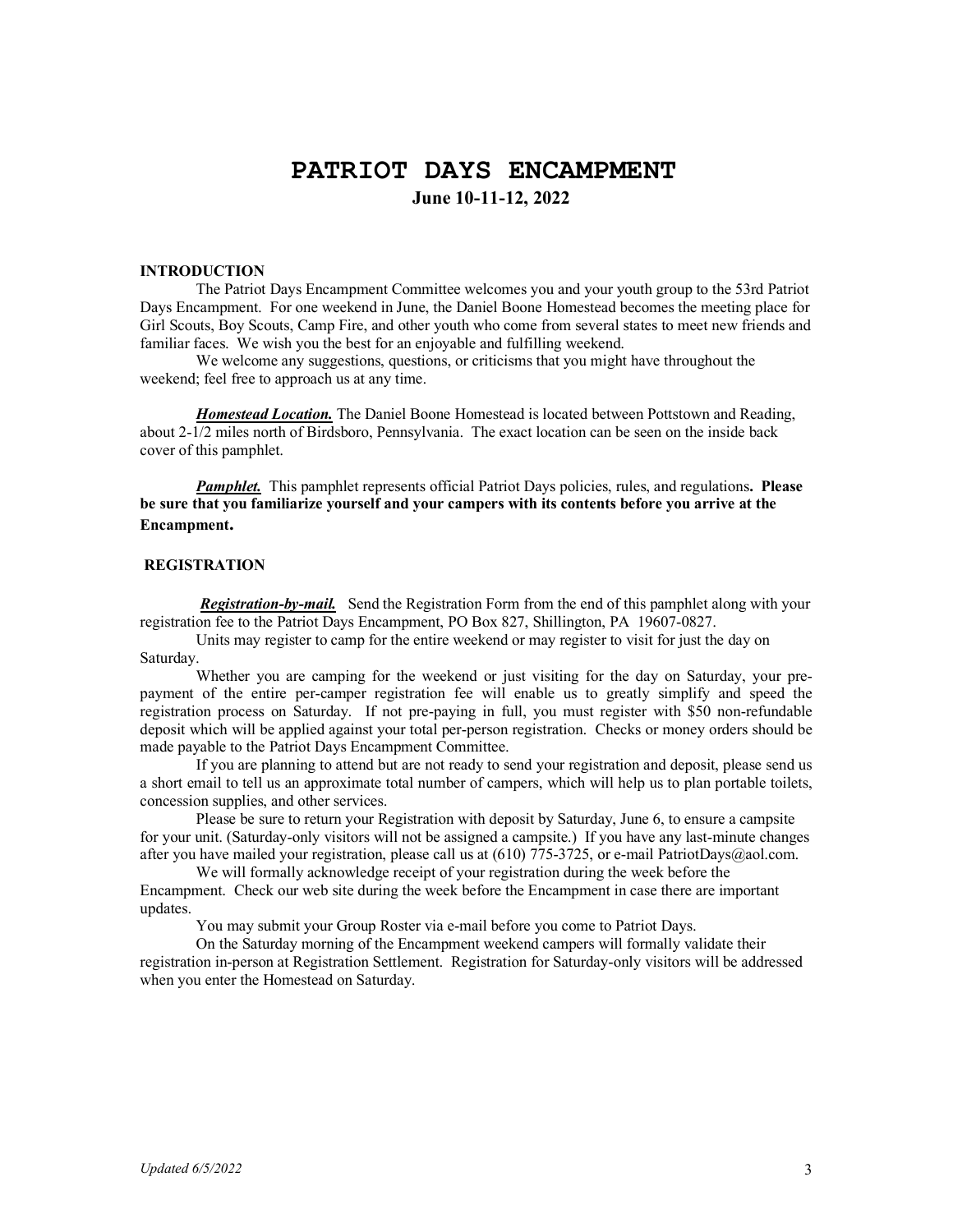# PATRIOT DAYS ENCAMPMENT

**June 10-11-12, 2022**

## INTRODUCTION

The Patriot Days Encampment Committee welcomes you and your youth group to the 53rd Patriot Days Encampment. For one weekend in June, the Daniel Boone Homestead becomes the meeting place for Girl Scouts, Boy Scouts, Camp Fire, and other youth who come from several states to meet new friends and familiar faces. We wish you the best for an enjoyable and fulfilling weekend.

We welcome any suggestions, questions, or criticisms that you might have throughout the weekend; feel free to approach us at any time.

***Homestead Location.*** The Daniel Boone Homestead is located between Pottstown and Reading, about 2-1/2 miles north of Birdsboro, Pennsylvania. The exact location can be seen on the inside back cover of this pamphlet.

***Pamphlet.*** This pamphlet represents official Patriot Days policies, rules, and regulations**. Please be sure that you familiarize yourself and your campers with its contents before you arrive at the Encampment.**

## REGISTRATION

***Registration-by-mail.*** Send the Registration Form from the end of this pamphlet along with your registration fee to the Patriot Days Encampment, PO Box 827, Shillington, PA 19607-0827.

Units may register to camp for the entire weekend or may register to visit for just the day on Saturday.

Whether you are camping for the weekend or just visiting for the day on Saturday, your pre-payment of the entire per-camper registration fee will enable us to greatly simplify and speed the registration process on Saturday. If not pre-paying in full, you must register with $50 non-refundable deposit which will be applied against your total per-person registration. Checks or money orders should be made payable to the Patriot Days Encampment Committee.

If you are planning to attend but are not ready to send your registration and deposit, please send us a short email to tell us an approximate total number of campers, which will help us to plan portable toilets, concession supplies, and other services.

Please be sure to return your Registration with deposit by Saturday, June 6, to ensure a campsite for your unit. (Saturday-only visitors will not be assigned a campsite.) If you have any last-minute changes after you have mailed your registration, please call us at (610) 775-3725, or e-mail PatriotDays@aol.com.

We will formally acknowledge receipt of your registration during the week before the Encampment. Check our web site during the week before the Encampment in case there are important updates.

You may submit your Group Roster via e-mail before you come to Patriot Days.

On the Saturday morning of the Encampment weekend campers will formally validate their registration in-person at Registration Settlement. Registration for Saturday-only visitors will be addressed when you enter the Homestead on Saturday.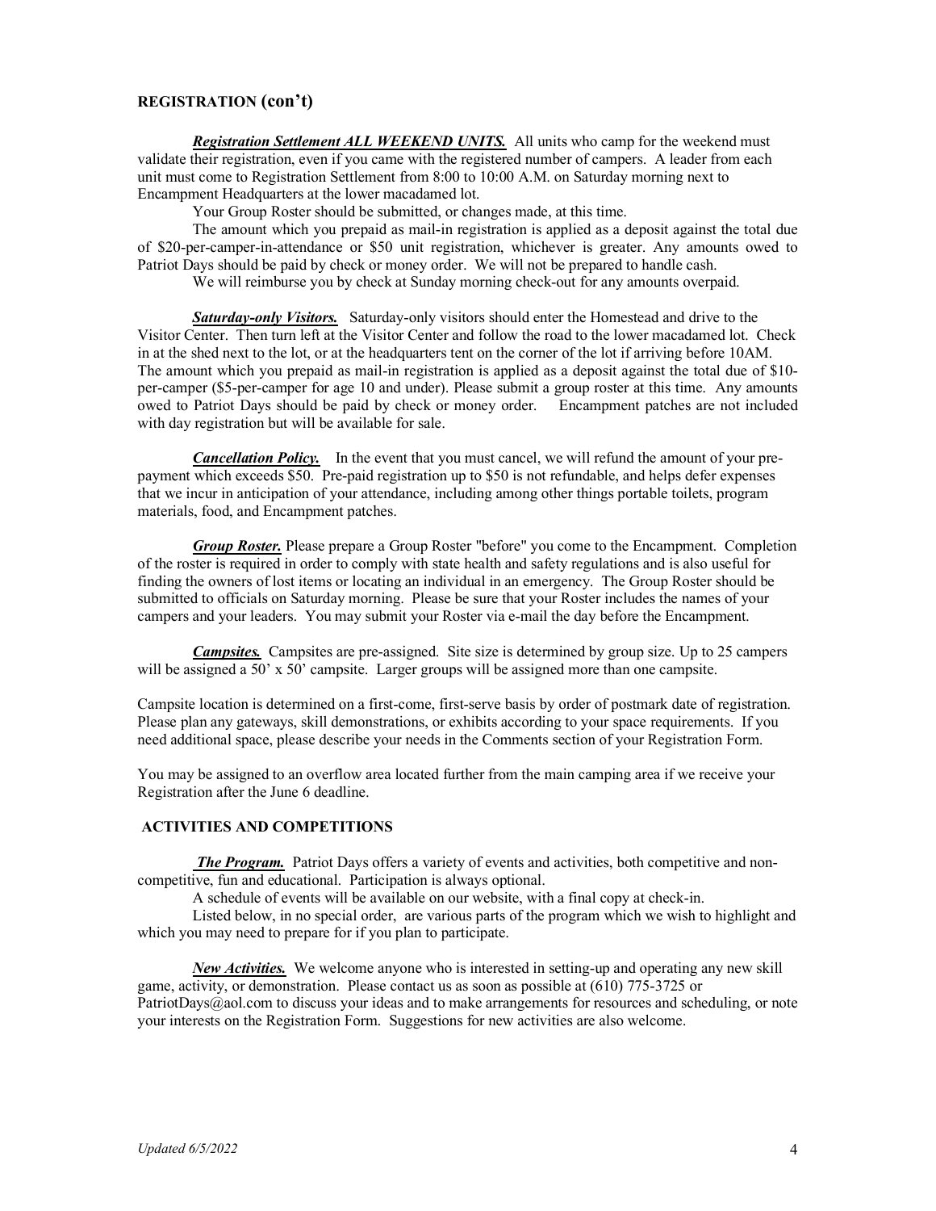## REGISTRATION (con't)

***Registration Settlement ALL WEEKEND UNITS.*** All units who camp for the weekend must validate their registration, even if you came with the registered number of campers. A leader from each unit must come to Registration Settlement from 8:00 to 10:00 A.M. on Saturday morning next to Encampment Headquarters at the lower macadamed lot.

Your Group Roster should be submitted, or changes made, at this time.

The amount which you prepaid as mail-in registration is applied as a deposit against the total due of $20-per-camper-in-attendance or $50 unit registration, whichever is greater. Any amounts owed to Patriot Days should be paid by check or money order. We will not be prepared to handle cash.

We will reimburse you by check at Sunday morning check-out for any amounts overpaid.

***Saturday-only Visitors.*** Saturday-only visitors should enter the Homestead and drive to the Visitor Center. Then turn left at the Visitor Center and follow the road to the lower macadamed lot. Check in at the shed next to the lot, or at the headquarters tent on the corner of the lot if arriving before 10AM. The amount which you prepaid as mail-in registration is applied as a deposit against the total due of $10-per-camper ($5-per-camper for age 10 and under). Please submit a group roster at this time. Any amounts owed to Patriot Days should be paid by check or money order. Encampment patches are not included with day registration but will be available for sale.

***Cancellation Policy.*** In the event that you must cancel, we will refund the amount of your pre-payment which exceeds $50. Pre-paid registration up to $50 is not refundable, and helps defer expenses that we incur in anticipation of your attendance, including among other things portable toilets, program materials, food, and Encampment patches.

***Group Roster.*** Please prepare a Group Roster "before" you come to the Encampment. Completion of the roster is required in order to comply with state health and safety regulations and is also useful for finding the owners of lost items or locating an individual in an emergency. The Group Roster should be submitted to officials on Saturday morning. Please be sure that your Roster includes the names of your campers and your leaders. You may submit your Roster via e-mail the day before the Encampment.

***Campsites.*** Campsites are pre-assigned. Site size is determined by group size. Up to 25 campers will be assigned a 50' x 50' campsite. Larger groups will be assigned more than one campsite.

Campsite location is determined on a first-come, first-serve basis by order of postmark date of registration. Please plan any gateways, skill demonstrations, or exhibits according to your space requirements. If you need additional space, please describe your needs in the Comments section of your Registration Form.

You may be assigned to an overflow area located further from the main camping area if we receive your Registration after the June 6 deadline.

## ACTIVITIES AND COMPETITIONS

***The Program.*** Patriot Days offers a variety of events and activities, both competitive and non-competitive, fun and educational. Participation is always optional.

A schedule of events will be available on our website, with a final copy at check-in.

Listed below, in no special order, are various parts of the program which we wish to highlight and which you may need to prepare for if you plan to participate.

***New Activities.*** We welcome anyone who is interested in setting-up and operating any new skill game, activity, or demonstration. Please contact us as soon as possible at (610) 775-3725 or PatriotDays@aol.com to discuss your ideas and to make arrangements for resources and scheduling, or note your interests on the Registration Form. Suggestions for new activities are also welcome.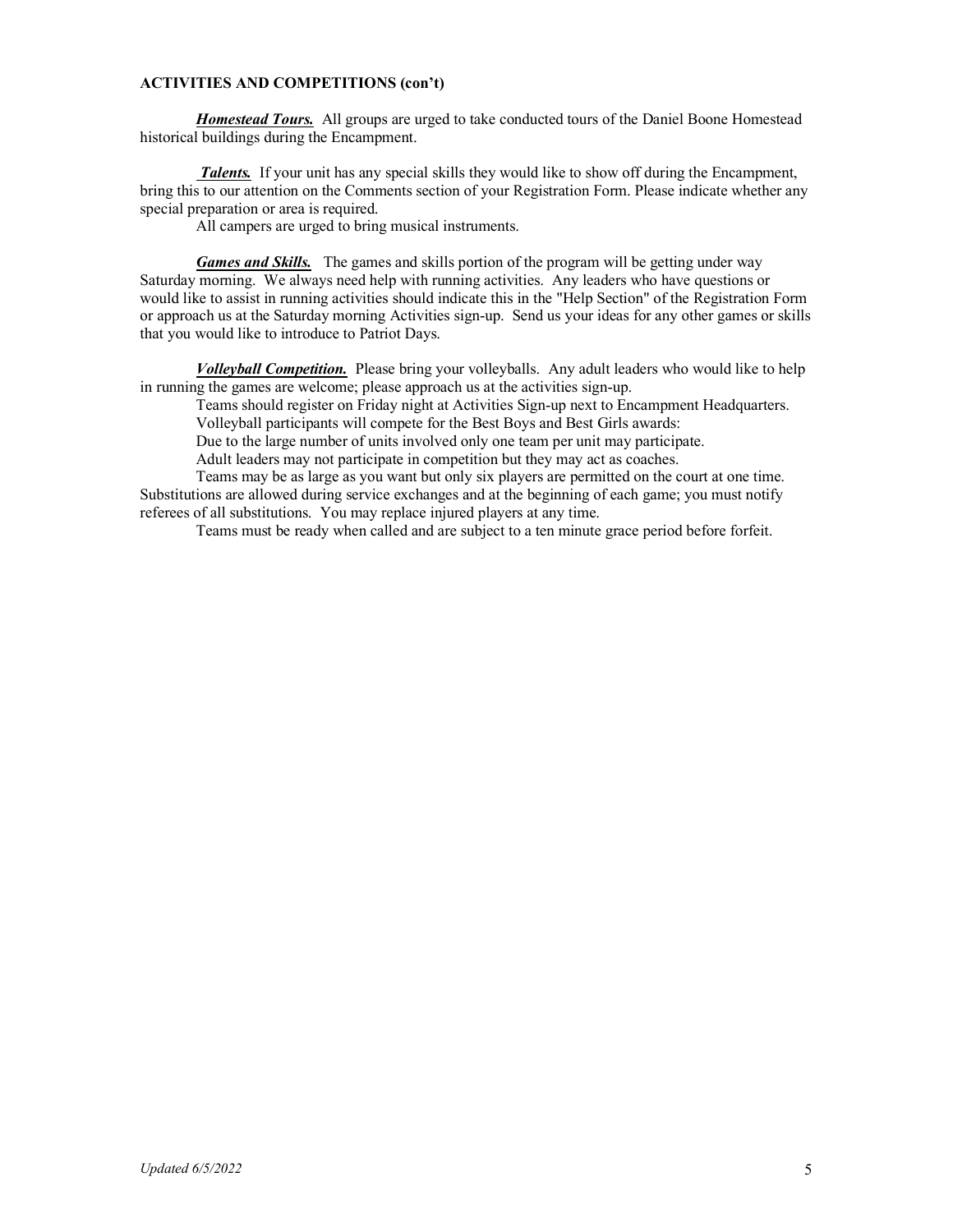## ACTIVITIES AND COMPETITIONS (con't)

***Homestead Tours.*** All groups are urged to take conducted tours of the Daniel Boone Homestead historical buildings during the Encampment.

***Talents.*** If your unit has any special skills they would like to show off during the Encampment, bring this to our attention on the Comments section of your Registration Form. Please indicate whether any special preparation or area is required.

All campers are urged to bring musical instruments.

***Games and Skills.*** The games and skills portion of the program will be getting under way Saturday morning. We always need help with running activities. Any leaders who have questions or would like to assist in running activities should indicate this in the "Help Section" of the Registration Form or approach us at the Saturday morning Activities sign-up. Send us your ideas for any other games or skills that you would like to introduce to Patriot Days.

***Volleyball Competition.*** Please bring your volleyballs. Any adult leaders who would like to help in running the games are welcome; please approach us at the activities sign-up.

Teams should register on Friday night at Activities Sign-up next to Encampment Headquarters.

Volleyball participants will compete for the Best Boys and Best Girls awards:

Due to the large number of units involved only one team per unit may participate.

Adult leaders may not participate in competition but they may act as coaches.

Teams may be as large as you want but only six players are permitted on the court at one time. Substitutions are allowed during service exchanges and at the beginning of each game; you must notify referees of all substitutions. You may replace injured players at any time.

Teams must be ready when called and are subject to a ten minute grace period before forfeit.

*Updated 6/5/2022*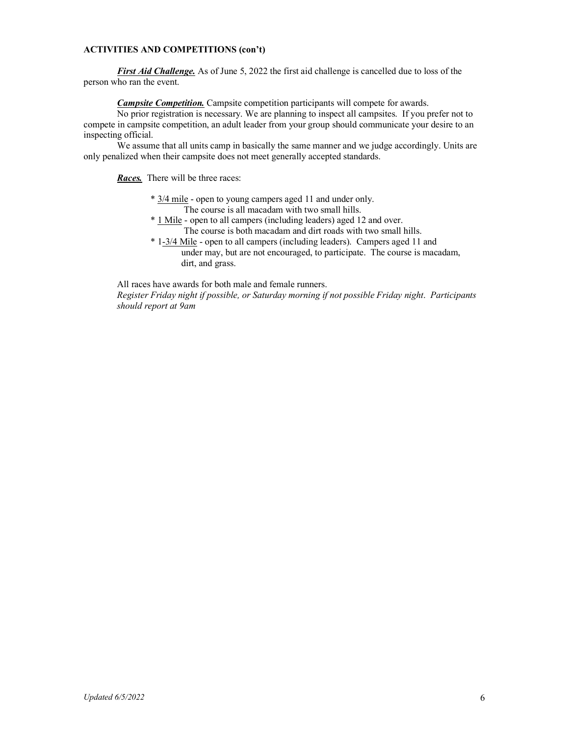**ACTIVITIES AND COMPETITIONS (con't)**

***First Aid Challenge.*** As of June 5, 2022 the first aid challenge is cancelled due to loss of the person who ran the event.

***Campsite Competition.*** Campsite competition participants will compete for awards.

No prior registration is necessary. We are planning to inspect all campsites. If you prefer not to compete in campsite competition, an adult leader from your group should communicate your desire to an inspecting official.

We assume that all units camp in basically the same manner and we judge accordingly. Units are only penalized when their campsite does not meet generally accepted standards.

***Races.*** There will be three races:

* 3/4 mile - open to young campers aged 11 and under only.
  The course is all macadam with two small hills.
* 1 Mile - open to all campers (including leaders) aged 12 and over.
  The course is both macadam and dirt roads with two small hills.
* 1-3/4 Mile - open to all campers (including leaders). Campers aged 11 and under may, but are not encouraged, to participate. The course is macadam, dirt, and grass.

All races have awards for both male and female runners.

*Register Friday night if possible, or Saturday morning if not possible Friday night. Participants should report at 9am*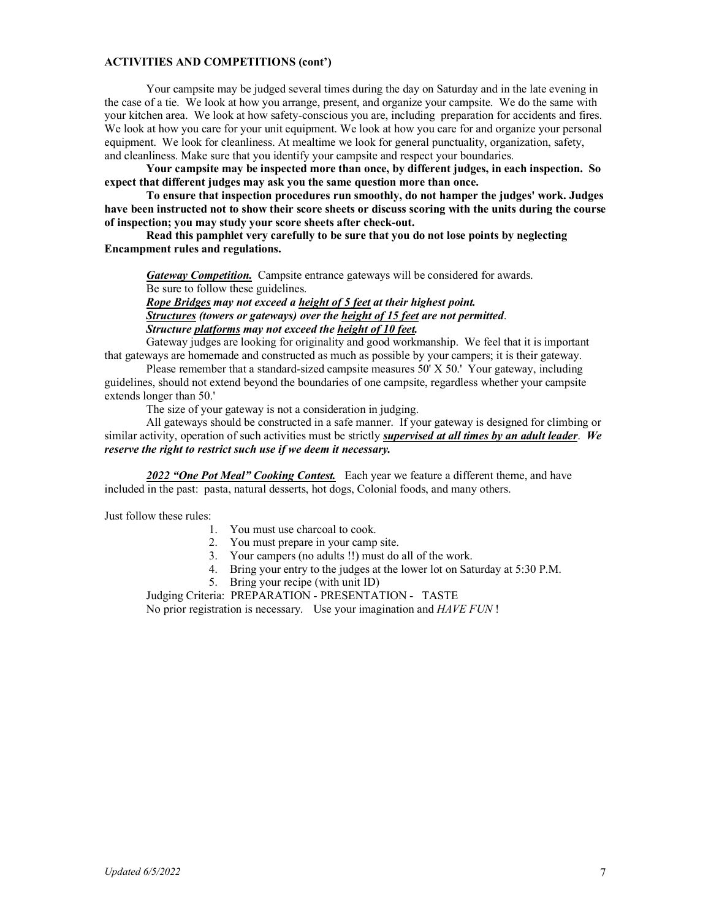## ACTIVITIES AND COMPETITIONS (cont')

Your campsite may be judged several times during the day on Saturday and in the late evening in the case of a tie. We look at how you arrange, present, and organize your campsite. We do the same with your kitchen area. We look at how safety-conscious you are, including preparation for accidents and fires. We look at how you care for your unit equipment. We look at how you care for and organize your personal equipment. We look for cleanliness. At mealtime we look for general punctuality, organization, safety, and cleanliness. Make sure that you identify your campsite and respect your boundaries.

**Your campsite may be inspected more than once, by different judges, in each inspection. So expect that different judges may ask you the same question more than once.**

**To ensure that inspection procedures run smoothly, do not hamper the judges' work. Judges have been instructed not to show their score sheets or discuss scoring with the units during the course of inspection; you may study your score sheets after check-out.**

**Read this pamphlet very carefully to be sure that you do not lose points by neglecting Encampment rules and regulations.**

***<u>Gateway Competition.</u>*** Campsite entrance gateways will be considered for awards. Be sure to follow these guidelines.

***<u>Rope Bridges</u> may not exceed a <u>height of 5 feet</u> at their highest point.***

***<u>Structures</u> (towers or gateways) over the <u>height of 15 feet</u> are not permitted.***

***Structure <u>platforms</u> may not exceed the <u>height of 10 feet.</u>***

Gateway judges are looking for originality and good workmanship. We feel that it is important that gateways are homemade and constructed as much as possible by your campers; it is their gateway.

Please remember that a standard-sized campsite measures 50' X 50.' Your gateway, including guidelines, should not extend beyond the boundaries of one campsite, regardless whether your campsite extends longer than 50.'

The size of your gateway is not a consideration in judging.

All gateways should be constructed in a safe manner. If your gateway is designed for climbing or similar activity, operation of such activities must be strictly ***<u>supervised at all times by an adult leader</u>***. ***We reserve the right to restrict such use if we deem it necessary.***

***<u>2022 "One Pot Meal" Cooking Contest.</u>*** Each year we feature a different theme, and have included in the past: pasta, natural desserts, hot dogs, Colonial foods, and many others.

Just follow these rules:

1. You must use charcoal to cook.
2. You must prepare in your camp site.
3. Your campers (no adults !!) must do all of the work.
4. Bring your entry to the judges at the lower lot on Saturday at 5:30 P.M.
5. Bring your recipe (with unit ID)

Judging Criteria: PREPARATION - PRESENTATION - TASTE

No prior registration is necessary. Use your imagination and *HAVE FUN* !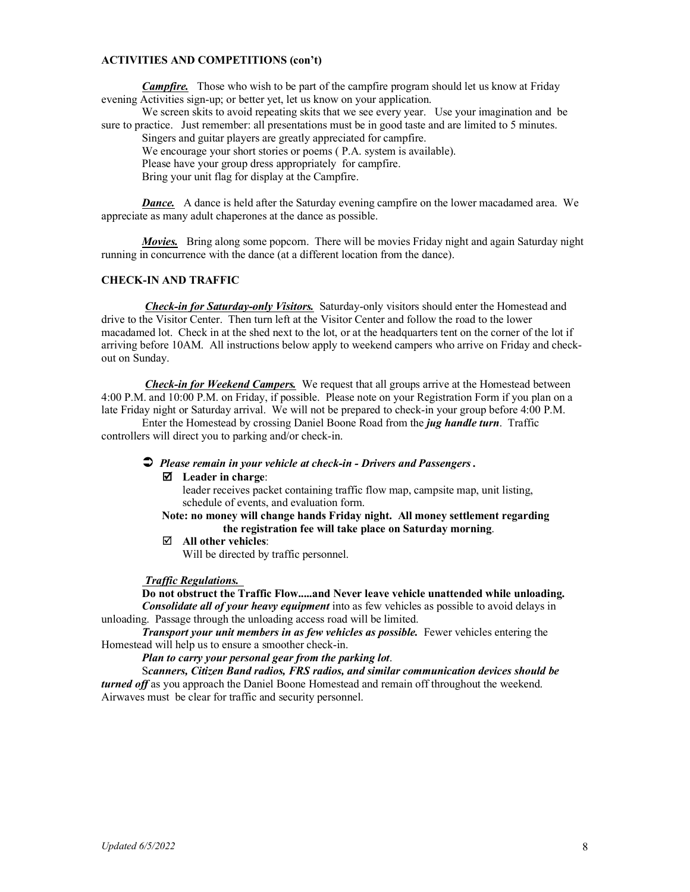## ACTIVITIES AND COMPETITIONS (con't)

***Campfire.*** Those who wish to be part of the campfire program should let us know at Friday evening Activities sign-up; or better yet, let us know on your application.

We screen skits to avoid repeating skits that we see every year. Use your imagination and be sure to practice. Just remember: all presentations must be in good taste and are limited to 5 minutes.

Singers and guitar players are greatly appreciated for campfire.

We encourage your short stories or poems ( P.A. system is available).

Please have your group dress appropriately for campfire.

Bring your unit flag for display at the Campfire.

***Dance.*** A dance is held after the Saturday evening campfire on the lower macadamed area. We appreciate as many adult chaperones at the dance as possible.

***Movies.*** Bring along some popcorn. There will be movies Friday night and again Saturday night running in concurrence with the dance (at a different location from the dance).

## CHECK-IN AND TRAFFIC

***Check-in for Saturday-only Visitors.*** Saturday-only visitors should enter the Homestead and drive to the Visitor Center. Then turn left at the Visitor Center and follow the road to the lower macadamed lot. Check in at the shed next to the lot, or at the headquarters tent on the corner of the lot if arriving before 10AM. All instructions below apply to weekend campers who arrive on Friday and check-out on Sunday.

***Check-in for Weekend Campers.*** We request that all groups arrive at the Homestead between 4:00 P.M. and 10:00 P.M. on Friday, if possible. Please note on your Registration Form if you plan on a late Friday night or Saturday arrival. We will not be prepared to check-in your group before 4:00 P.M.

Enter the Homestead by crossing Daniel Boone Road from the ***jug handle turn***. Traffic controllers will direct you to parking and/or check-in.

- ***Please remain in your vehicle at check-in - Drivers and Passengers .***
  - ☑ **Leader in charge**:
    leader receives packet containing traffic flow map, campsite map, unit listing, schedule of events, and evaluation form.

  **Note: no money will change hands Friday night. All money settlement regarding the registration fee will take place on Saturday morning**.

  - ☑ **All other vehicles**:
    Will be directed by traffic personnel.

***Traffic Regulations.***

**Do not obstruct the Traffic Flow.....and Never leave vehicle unattended while unloading.**

***Consolidate all of your heavy equipment*** into as few vehicles as possible to avoid delays in unloading. Passage through the unloading access road will be limited.

***Transport your unit members in as few vehicles as possible.*** Fewer vehicles entering the Homestead will help us to ensure a smoother check-in.

***Plan to carry your personal gear from the parking lot***.

S***canners, Citizen Band radios, FRS radios, and similar communication devices should be turned off*** as you approach the Daniel Boone Homestead and remain off throughout the weekend. Airwaves must be clear for traffic and security personnel.

*Updated 6/5/2022*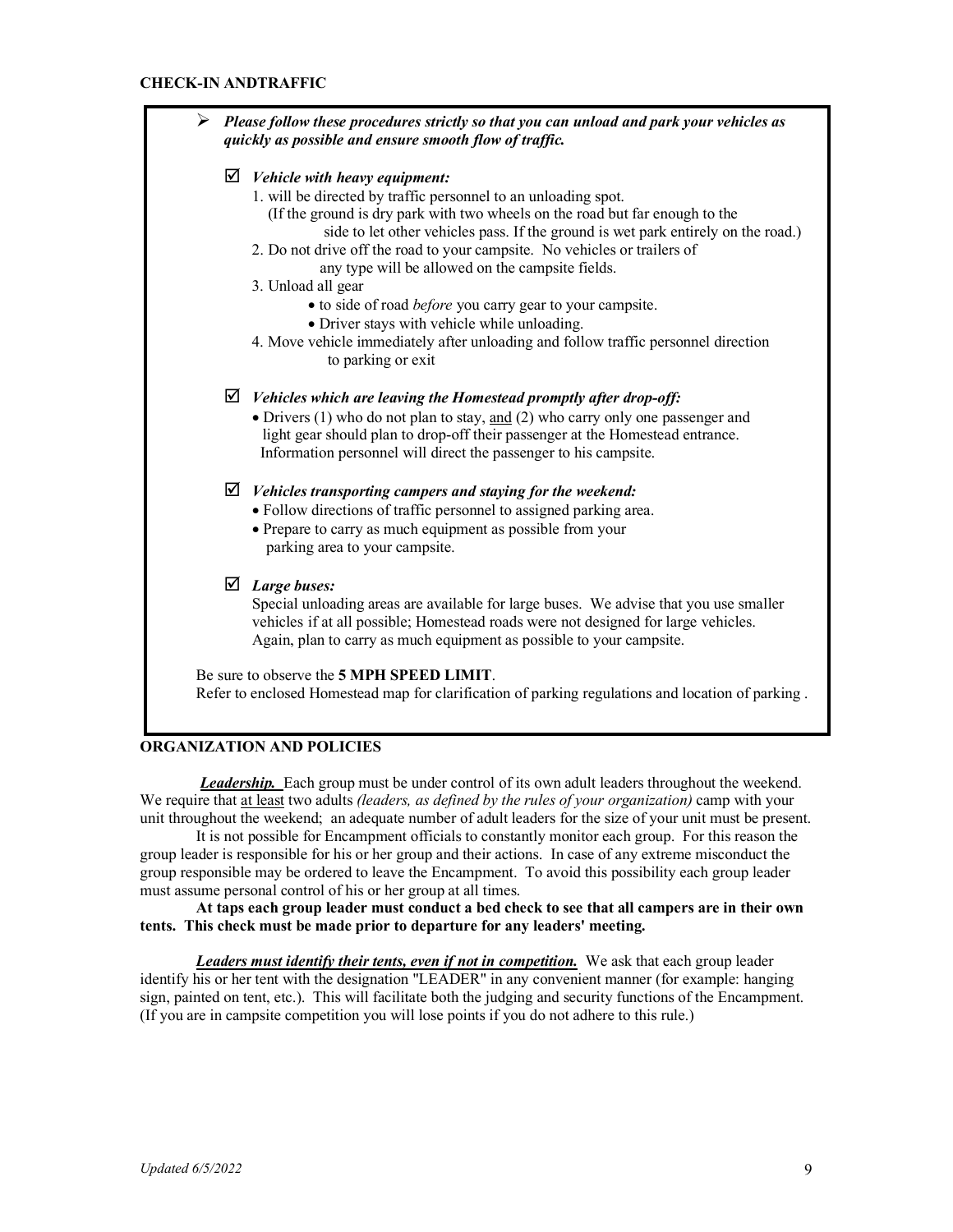**CHECK-IN ANDTRAFFIC**

> ➢ ***Please follow these procedures strictly so that you can unload and park your vehicles as quickly as possible and ensure smooth flow of traffic.***
>
> ☑ ***Vehicle with heavy equipment:***
>
> 1. will be directed by traffic personnel to an unloading spot. (If the ground is dry park with two wheels on the road but far enough to the side to let other vehicles pass. If the ground is wet park entirely on the road.)
> 2. Do not drive off the road to your campsite. No vehicles or trailers of any type will be allowed on the campsite fields.
> 3. Unload all gear
>    - to side of road *before* you carry gear to your campsite.
>    - Driver stays with vehicle while unloading.
> 4. Move vehicle immediately after unloading and follow traffic personnel direction to parking or exit
>
> ☑ ***Vehicles which are leaving the Homestead promptly after drop-off:***
>
> - Drivers (1) who do not plan to stay, <u>and</u> (2) who carry only one passenger and light gear should plan to drop-off their passenger at the Homestead entrance. Information personnel will direct the passenger to his campsite.
>
> ☑ ***Vehicles transporting campers and staying for the weekend:***
>
> - Follow directions of traffic personnel to assigned parking area.
> - Prepare to carry as much equipment as possible from your parking area to your campsite.
>
> ☑ ***Large buses:***
>
> Special unloading areas are available for large buses. We advise that you use smaller vehicles if at all possible; Homestead roads were not designed for large vehicles. Again, plan to carry as much equipment as possible to your campsite.
>
> Be sure to observe the **5 MPH SPEED LIMIT**.
>
> Refer to enclosed Homestead map for clarification of parking regulations and location of parking .

**ORGANIZATION AND POLICIES**

***<u>Leadership.</u>*** Each group must be under control of its own adult leaders throughout the weekend. We require that <u>at least</u> two adults *(leaders, as defined by the rules of your organization)* camp with your unit throughout the weekend; an adequate number of adult leaders for the size of your unit must be present.

It is not possible for Encampment officials to constantly monitor each group. For this reason the group leader is responsible for his or her group and their actions. In case of any extreme misconduct the group responsible may be ordered to leave the Encampment. To avoid this possibility each group leader must assume personal control of his or her group at all times.

**At taps each group leader must conduct a bed check to see that all campers are in their own tents. This check must be made prior to departure for any leaders' meeting.**

***<u>Leaders must identify their tents, even if not in competition.</u>*** We ask that each group leader identify his or her tent with the designation "LEADER" in any convenient manner (for example: hanging sign, painted on tent, etc.). This will facilitate both the judging and security functions of the Encampment. (If you are in campsite competition you will lose points if you do not adhere to this rule.)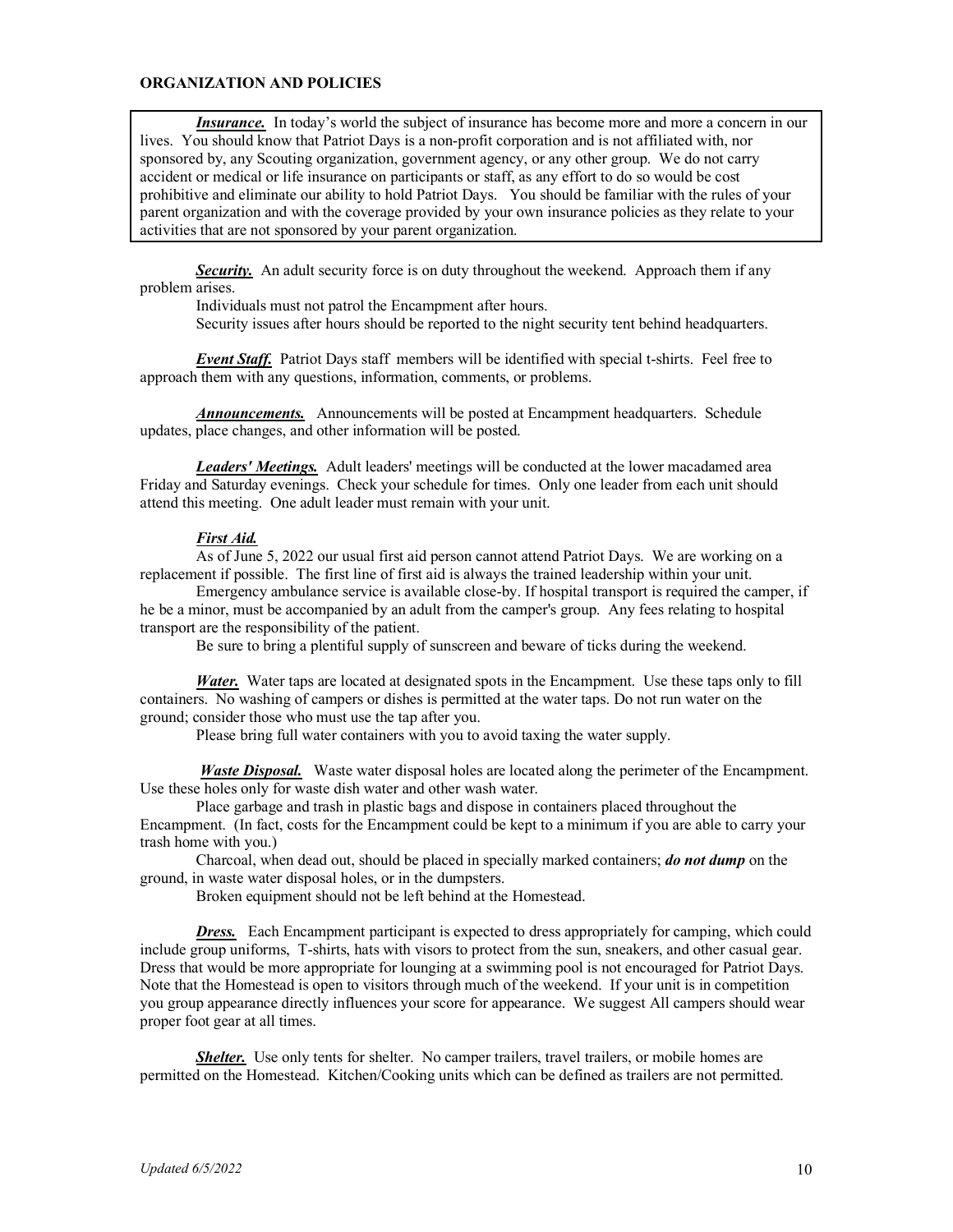## ORGANIZATION AND POLICIES

***Insurance.*** In today's world the subject of insurance has become more and more a concern in our lives. You should know that Patriot Days is a non-profit corporation and is not affiliated with, nor sponsored by, any Scouting organization, government agency, or any other group. We do not carry accident or medical or life insurance on participants or staff, as any effort to do so would be cost prohibitive and eliminate our ability to hold Patriot Days. You should be familiar with the rules of your parent organization and with the coverage provided by your own insurance policies as they relate to your activities that are not sponsored by your parent organization.

***Security.*** An adult security force is on duty throughout the weekend. Approach them if any problem arises.

Individuals must not patrol the Encampment after hours.

Security issues after hours should be reported to the night security tent behind headquarters.

***Event Staff.*** Patriot Days staff members will be identified with special t-shirts. Feel free to approach them with any questions, information, comments, or problems.

***Announcements.*** Announcements will be posted at Encampment headquarters. Schedule updates, place changes, and other information will be posted.

***Leaders' Meetings.*** Adult leaders' meetings will be conducted at the lower macadamed area Friday and Saturday evenings. Check your schedule for times. Only one leader from each unit should attend this meeting. One adult leader must remain with your unit.

***First Aid.***

As of June 5, 2022 our usual first aid person cannot attend Patriot Days. We are working on a replacement if possible. The first line of first aid is always the trained leadership within your unit.

Emergency ambulance service is available close-by. If hospital transport is required the camper, if he be a minor, must be accompanied by an adult from the camper's group. Any fees relating to hospital transport are the responsibility of the patient.

Be sure to bring a plentiful supply of sunscreen and beware of ticks during the weekend.

***Water.*** Water taps are located at designated spots in the Encampment. Use these taps only to fill containers. No washing of campers or dishes is permitted at the water taps. Do not run water on the ground; consider those who must use the tap after you.

Please bring full water containers with you to avoid taxing the water supply.

***Waste Disposal.*** Waste water disposal holes are located along the perimeter of the Encampment. Use these holes only for waste dish water and other wash water.

Place garbage and trash in plastic bags and dispose in containers placed throughout the Encampment. (In fact, costs for the Encampment could be kept to a minimum if you are able to carry your trash home with you.)

Charcoal, when dead out, should be placed in specially marked containers; ***do not dump*** on the ground, in waste water disposal holes, or in the dumpsters.

Broken equipment should not be left behind at the Homestead.

***Dress.*** Each Encampment participant is expected to dress appropriately for camping, which could include group uniforms, T-shirts, hats with visors to protect from the sun, sneakers, and other casual gear. Dress that would be more appropriate for lounging at a swimming pool is not encouraged for Patriot Days. Note that the Homestead is open to visitors through much of the weekend. If your unit is in competition you group appearance directly influences your score for appearance. We suggest All campers should wear proper foot gear at all times.

***Shelter.*** Use only tents for shelter. No camper trailers, travel trailers, or mobile homes are permitted on the Homestead. Kitchen/Cooking units which can be defined as trailers are not permitted.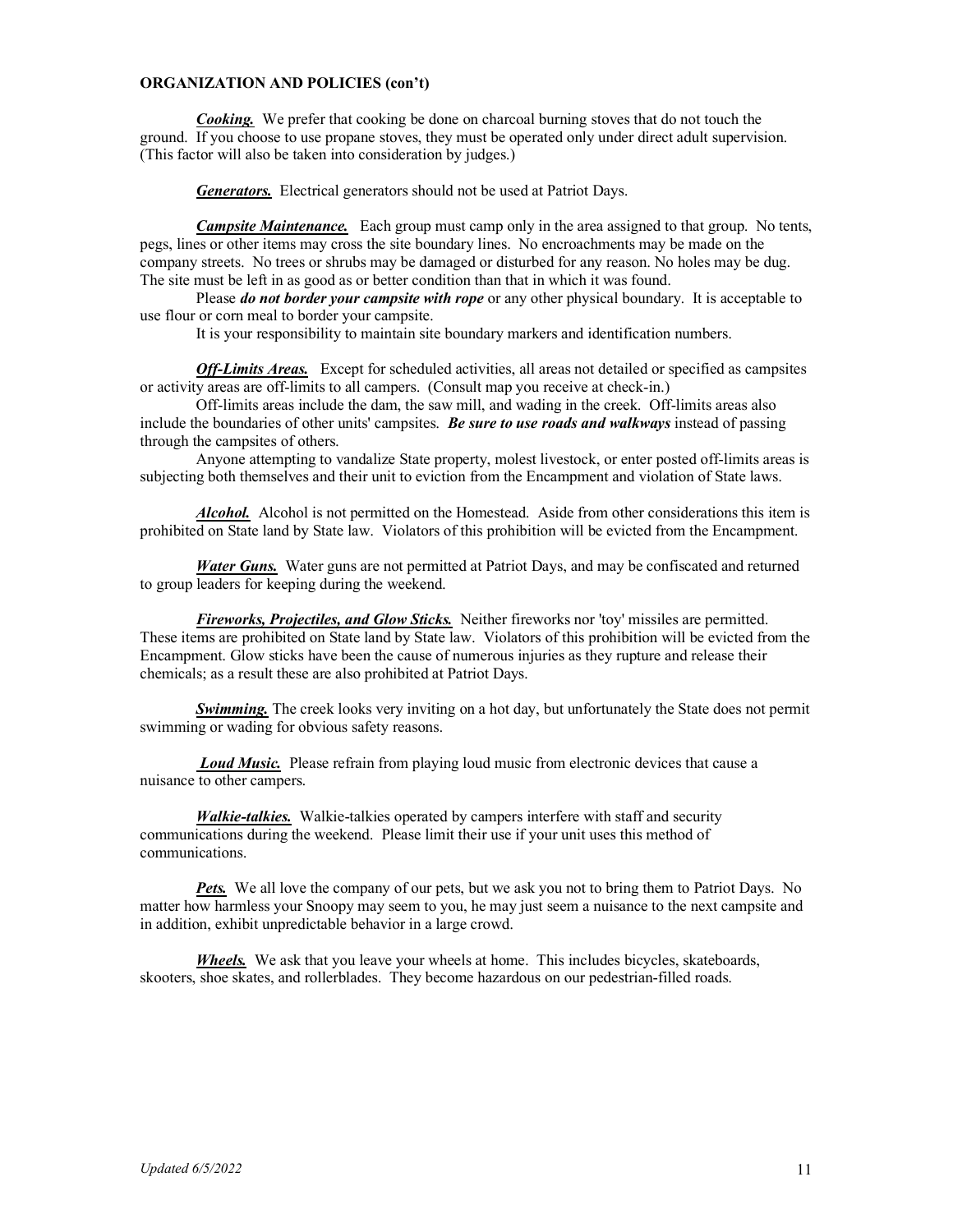**ORGANIZATION AND POLICIES (con't)**

***Cooking.*** We prefer that cooking be done on charcoal burning stoves that do not touch the ground. If you choose to use propane stoves, they must be operated only under direct adult supervision. (This factor will also be taken into consideration by judges.)

***Generators.*** Electrical generators should not be used at Patriot Days.

***Campsite Maintenance.*** Each group must camp only in the area assigned to that group. No tents, pegs, lines or other items may cross the site boundary lines. No encroachments may be made on the company streets. No trees or shrubs may be damaged or disturbed for any reason. No holes may be dug. The site must be left in as good as or better condition than that in which it was found.

Please ***do not border your campsite with rope*** or any other physical boundary. It is acceptable to use flour or corn meal to border your campsite.

It is your responsibility to maintain site boundary markers and identification numbers.

***Off-Limits Areas.*** Except for scheduled activities, all areas not detailed or specified as campsites or activity areas are off-limits to all campers. (Consult map you receive at check-in.)

Off-limits areas include the dam, the saw mill, and wading in the creek. Off-limits areas also include the boundaries of other units' campsites. ***Be sure to use roads and walkways*** instead of passing through the campsites of others.

Anyone attempting to vandalize State property, molest livestock, or enter posted off-limits areas is subjecting both themselves and their unit to eviction from the Encampment and violation of State laws.

***Alcohol.*** Alcohol is not permitted on the Homestead. Aside from other considerations this item is prohibited on State land by State law. Violators of this prohibition will be evicted from the Encampment.

***Water Guns.*** Water guns are not permitted at Patriot Days, and may be confiscated and returned to group leaders for keeping during the weekend.

***Fireworks, Projectiles, and Glow Sticks.*** Neither fireworks nor 'toy' missiles are permitted. These items are prohibited on State land by State law. Violators of this prohibition will be evicted from the Encampment. Glow sticks have been the cause of numerous injuries as they rupture and release their chemicals; as a result these are also prohibited at Patriot Days.

***Swimming.*** The creek looks very inviting on a hot day, but unfortunately the State does not permit swimming or wading for obvious safety reasons.

***Loud Music.*** Please refrain from playing loud music from electronic devices that cause a nuisance to other campers.

***Walkie-talkies.*** Walkie-talkies operated by campers interfere with staff and security communications during the weekend. Please limit their use if your unit uses this method of communications.

***Pets.*** We all love the company of our pets, but we ask you not to bring them to Patriot Days. No matter how harmless your Snoopy may seem to you, he may just seem a nuisance to the next campsite and in addition, exhibit unpredictable behavior in a large crowd.

***Wheels.*** We ask that you leave your wheels at home. This includes bicycles, skateboards, skooters, shoe skates, and rollerblades. They become hazardous on our pedestrian-filled roads.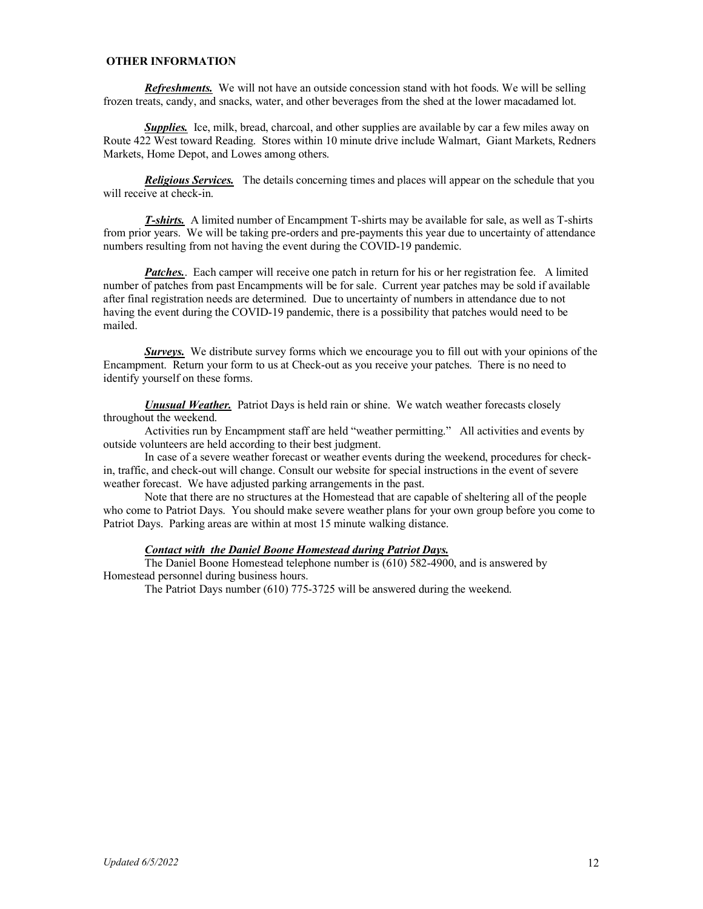## OTHER INFORMATION

***Refreshments.*** We will not have an outside concession stand with hot foods. We will be selling frozen treats, candy, and snacks, water, and other beverages from the shed at the lower macadamed lot.

***Supplies.*** Ice, milk, bread, charcoal, and other supplies are available by car a few miles away on Route 422 West toward Reading. Stores within 10 minute drive include Walmart, Giant Markets, Redners Markets, Home Depot, and Lowes among others.

***Religious Services.*** The details concerning times and places will appear on the schedule that you will receive at check-in.

***T-shirts.*** A limited number of Encampment T-shirts may be available for sale, as well as T-shirts from prior years. We will be taking pre-orders and pre-payments this year due to uncertainty of attendance numbers resulting from not having the event during the COVID-19 pandemic.

***Patches.***. Each camper will receive one patch in return for his or her registration fee. A limited number of patches from past Encampments will be for sale. Current year patches may be sold if available after final registration needs are determined. Due to uncertainty of numbers in attendance due to not having the event during the COVID-19 pandemic, there is a possibility that patches would need to be mailed.

***Surveys.*** We distribute survey forms which we encourage you to fill out with your opinions of the Encampment. Return your form to us at Check-out as you receive your patches. There is no need to identify yourself on these forms.

***Unusual Weather.*** Patriot Days is held rain or shine. We watch weather forecasts closely throughout the weekend.

Activities run by Encampment staff are held "weather permitting." All activities and events by outside volunteers are held according to their best judgment.

In case of a severe weather forecast or weather events during the weekend, procedures for check-in, traffic, and check-out will change. Consult our website for special instructions in the event of severe weather forecast. We have adjusted parking arrangements in the past.

Note that there are no structures at the Homestead that are capable of sheltering all of the people who come to Patriot Days. You should make severe weather plans for your own group before you come to Patriot Days. Parking areas are within at most 15 minute walking distance.

***Contact with the Daniel Boone Homestead during Patriot Days.***

The Daniel Boone Homestead telephone number is (610) 582-4900, and is answered by Homestead personnel during business hours.

The Patriot Days number (610) 775-3725 will be answered during the weekend.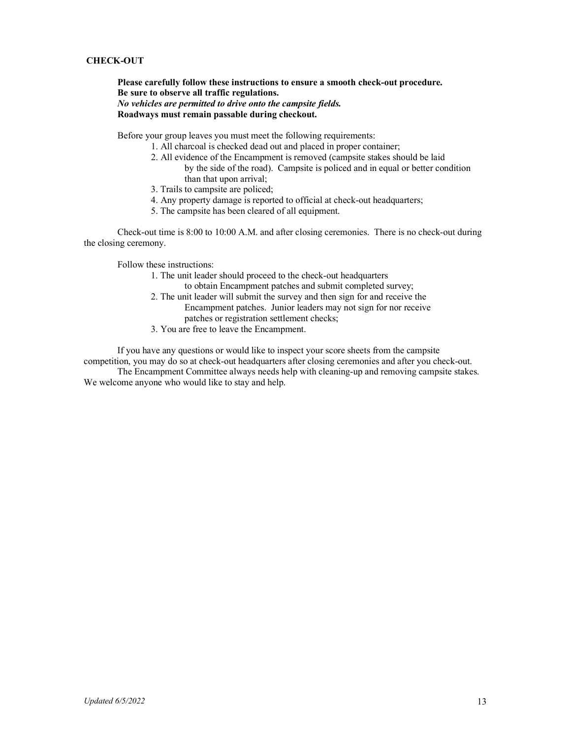## CHECK-OUT

**Please carefully follow these instructions to ensure a smooth check-out procedure.**
**Be sure to observe all traffic regulations.**
***No vehicles are permitted to drive onto the campsite fields.***
**Roadways must remain passable during checkout.**

Before your group leaves you must meet the following requirements:

1. All charcoal is checked dead out and placed in proper container;
2. All evidence of the Encampment is removed (campsite stakes should be laid by the side of the road). Campsite is policed and in equal or better condition than that upon arrival;
3. Trails to campsite are policed;
4. Any property damage is reported to official at check-out headquarters;
5. The campsite has been cleared of all equipment.

Check-out time is 8:00 to 10:00 A.M. and after closing ceremonies. There is no check-out during the closing ceremony.

Follow these instructions:

1. The unit leader should proceed to the check-out headquarters to obtain Encampment patches and submit completed survey;
2. The unit leader will submit the survey and then sign for and receive the Encampment patches. Junior leaders may not sign for nor receive patches or registration settlement checks;
3. You are free to leave the Encampment.

If you have any questions or would like to inspect your score sheets from the campsite competition, you may do so at check-out headquarters after closing ceremonies and after you check-out.

The Encampment Committee always needs help with cleaning-up and removing campsite stakes. We welcome anyone who would like to stay and help.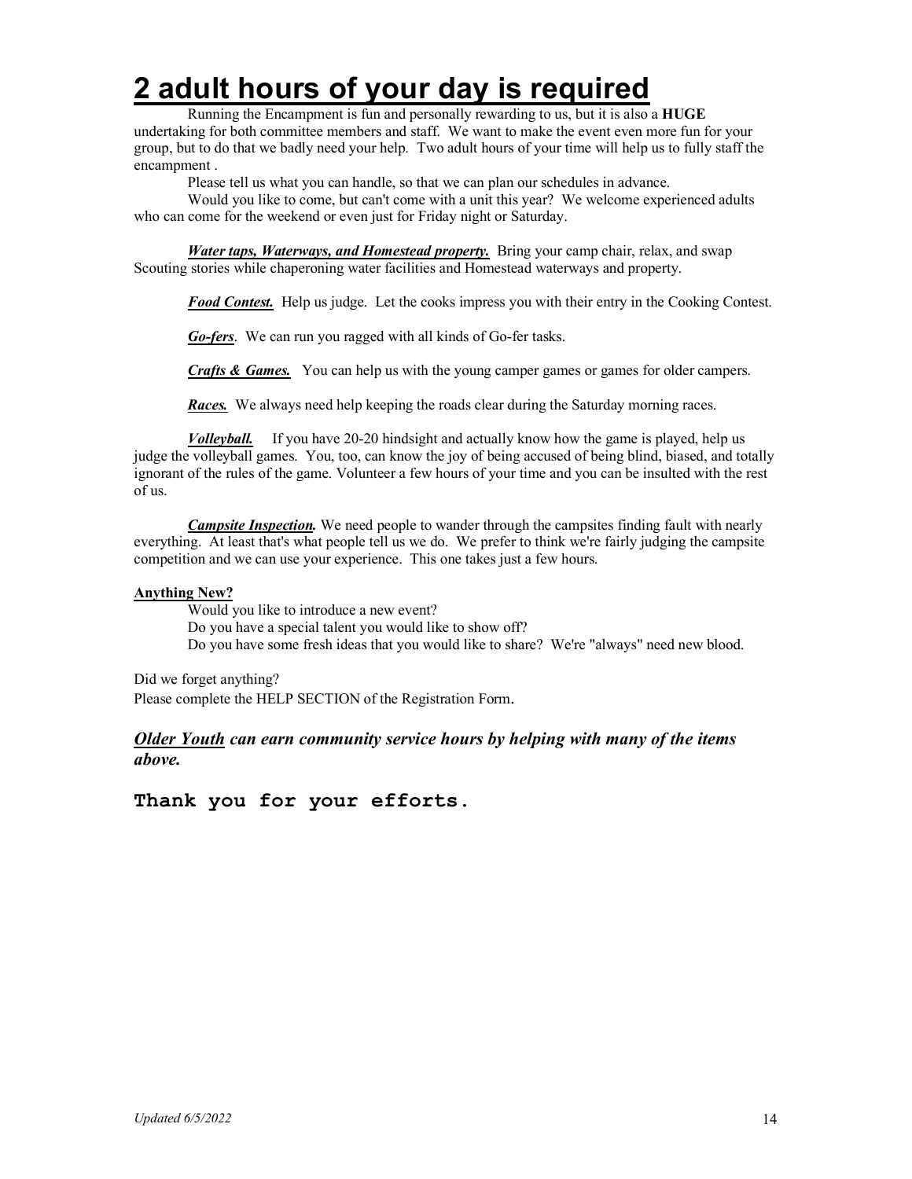# 2 adult hours of your day is required

Running the Encampment is fun and personally rewarding to us, but it is also a **HUGE** undertaking for both committee members and staff. We want to make the event even more fun for your group, but to do that we badly need your help. Two adult hours of your time will help us to fully staff the encampment .

Please tell us what you can handle, so that we can plan our schedules in advance.

Would you like to come, but can't come with a unit this year? We welcome experienced adults who can come for the weekend or even just for Friday night or Saturday.

***Water taps, Waterways, and Homestead property.*** Bring your camp chair, relax, and swap Scouting stories while chaperoning water facilities and Homestead waterways and property.

***Food Contest.*** Help us judge. Let the cooks impress you with their entry in the Cooking Contest.

***Go-fers***. We can run you ragged with all kinds of Go-fer tasks.

***Crafts & Games.*** You can help us with the young camper games or games for older campers.

***Races.*** We always need help keeping the roads clear during the Saturday morning races.

***Volleyball.*** If you have 20-20 hindsight and actually know how the game is played, help us judge the volleyball games. You, too, can know the joy of being accused of being blind, biased, and totally ignorant of the rules of the game. Volunteer a few hours of your time and you can be insulted with the rest of us.

***Campsite Inspection.*** We need people to wander through the campsites finding fault with nearly everything. At least that's what people tell us we do. We prefer to think we're fairly judging the campsite competition and we can use your experience. This one takes just a few hours.

**Anything New?**

Would you like to introduce a new event?
Do you have a special talent you would like to show off?
Do you have some fresh ideas that you would like to share? We're "always" need new blood.

Did we forget anything?
Please complete the HELP SECTION of the Registration Form.

***Older Youth can earn community service hours by helping with many of the items above.***

**Thank you for your efforts.**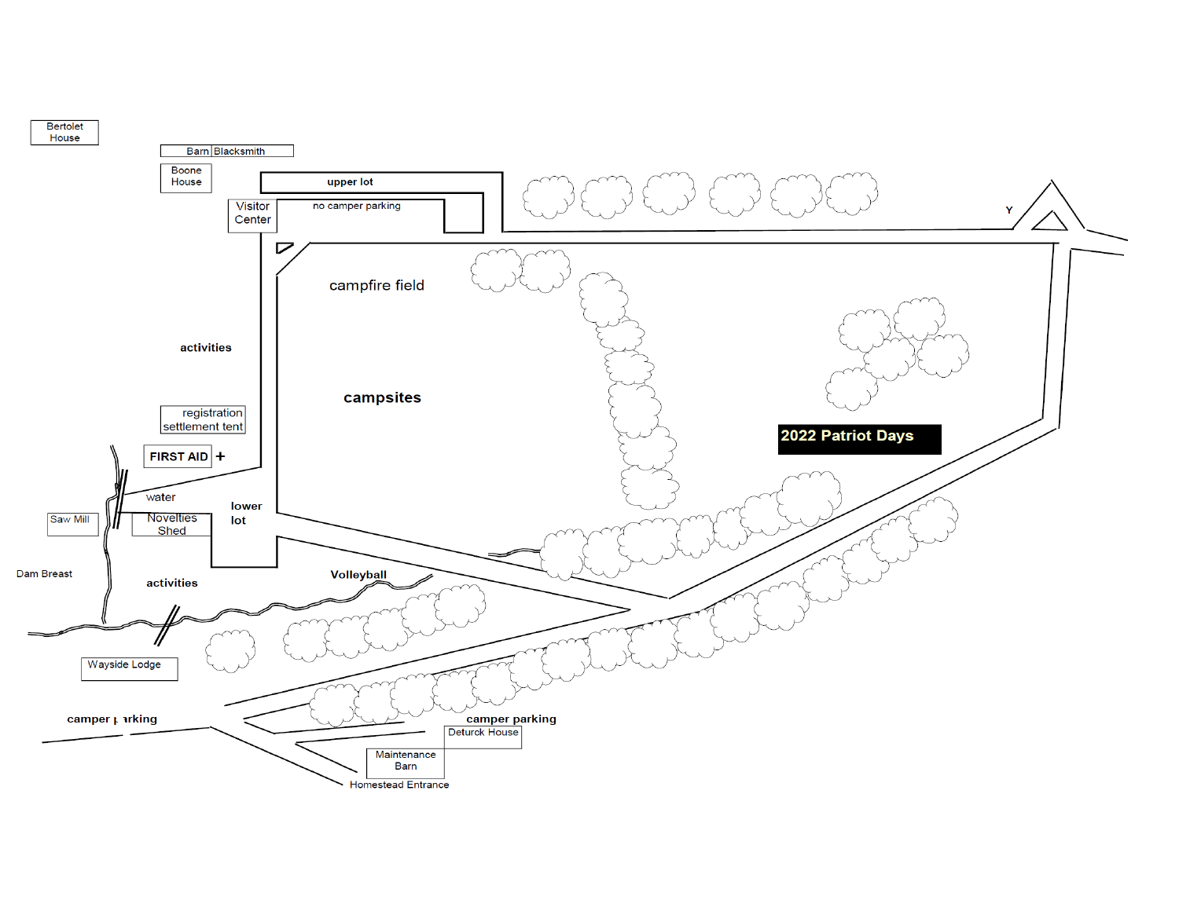# 2022 Patriot Days

Bertolet House

Barn | Blacksmith

Boone House

upper lot

Visitor Center

no camper parking

Y

campfire field

activities

campsites

registration settlement tent

FIRST AID +

water

Saw Mill

Novelties Shed

lower lot

Dam Breast

activities

Volleyball

Wayside Lodge

camper parking

camper parking

Deturck House

Maintenance Barn

Homestead Entrance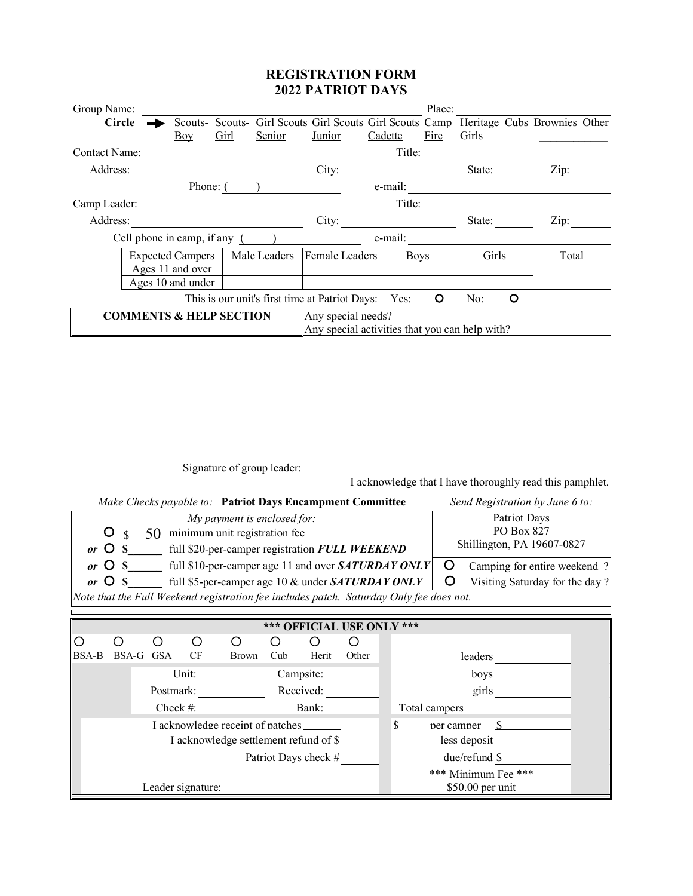# REGISTRATION FORM
## 2022 PATRIOT DAYS

Group Name: ______________________________ Place: ______________

**Circle** ➡ Scouts-Boy | Scouts-Girl | Girl Scouts Senior | Girl Scouts Junior | Girl Scouts Cadette | Camp Fire | Heritage Girls | Cubs | Brownies | Other ________

Contact Name: ______________________________ Title: ______________

Address: ______________________ City: ______________ State: ______ Zip: ______

Phone: ( ) ______________ e-mail: ______________________

Camp Leader: ______________________________ Title: ______________

Address: ______________________ City: ______________ State: ______ Zip: ______

Cell phone in camp, if any ( ) ______________ e-mail: ______________________

| Expected Campers | Male Leaders | Female Leaders | Boys | Girls | Total |
|---|---|---|---|---|---|
| Ages 11 and over | | | | | |
| Ages 10 and under | | | | | |

This is our unit's first time at Patriot Days: Yes: ○ No: ○

| **COMMENTS & HELP SECTION** | Any special needs?<br>Any special activities that you can help with? |
|---|---|

Signature of group leader: ______________________________

I acknowledge that I have thoroughly read this pamphlet.

*Make Checks payable to:* **Patriot Days Encampment Committee**

*Send Registration by June 6 to:*

Patriot Days
PO Box 827
Shillington, PA 19607-0827

*My payment is enclosed for:*

- ○ $ 50 minimum unit registration fee
- *or* ○ $______ full $20-per-camper registration ***FULL WEEKEND***
- *or* ○ $______ full $10-per-camper age 11 and over ***SATURDAY ONLY***
- *or* ○ $______ full $5-per-camper age 10 & under ***SATURDAY ONLY***

○ Camping for entire weekend ?
○ Visiting Saturday for the day ?

*Note that the Full Weekend registration fee includes patch. Saturday Only fee does not.*

**\*\*\* OFFICIAL USE ONLY \*\*\***

○ BSA-B ○ BSA-G ○ GSA ○ CF ○ Brown ○ Cub ○ Herit ○ Other

Unit: __________ Campsite: __________

Postmark: __________ Received: __________

Check #: __________ Bank: __________

leaders __________

boys __________

girls __________

Total campers

I acknowledge receipt of patches ______

I acknowledge settlement refund of $______

Patriot Days check # ______

Leader signature:

$ per camper $______

less deposit ______

due/refund $______

\*\*\* Minimum Fee \*\*\*
$50.00 per unit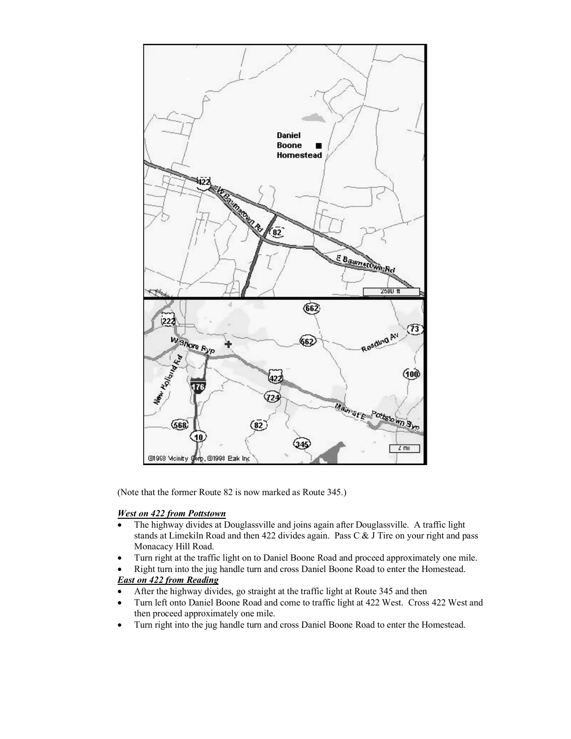(Note that the former Route 82 is now marked as Route 345.)

***West on 422 from Pottstown***

- The highway divides at Douglassville and joins again after Douglassville. A traffic light stands at Limekiln Road and then 422 divides again. Pass C & J Tire on your right and pass Monacacy Hill Road.
- Turn right at the traffic light on to Daniel Boone Road and proceed approximately one mile.
- Right turn into the jug handle turn and cross Daniel Boone Road to enter the Homestead.

***East on 422 from Reading***

- After the highway divides, go straight at the traffic light at Route 345 and then
- Turn left onto Daniel Boone Road and come to traffic light at 422 West. Cross 422 West and then proceed approximately one mile.
- Turn right into the jug handle turn and cross Daniel Boone Road to enter the Homestead.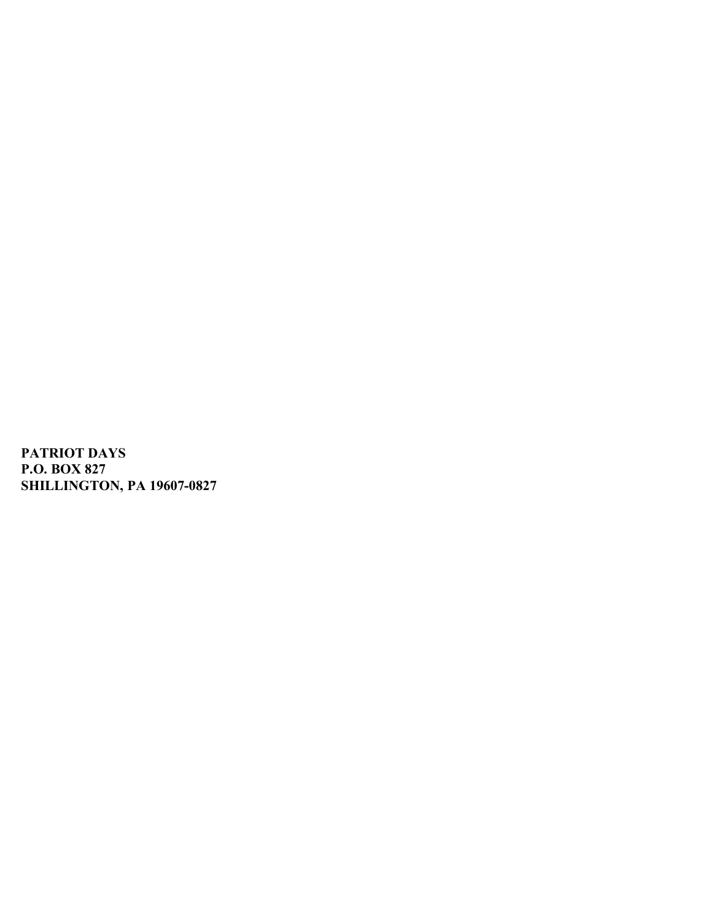**PATRIOT DAYS**
**P.O. BOX 827**
**SHILLINGTON, PA 19607-0827**